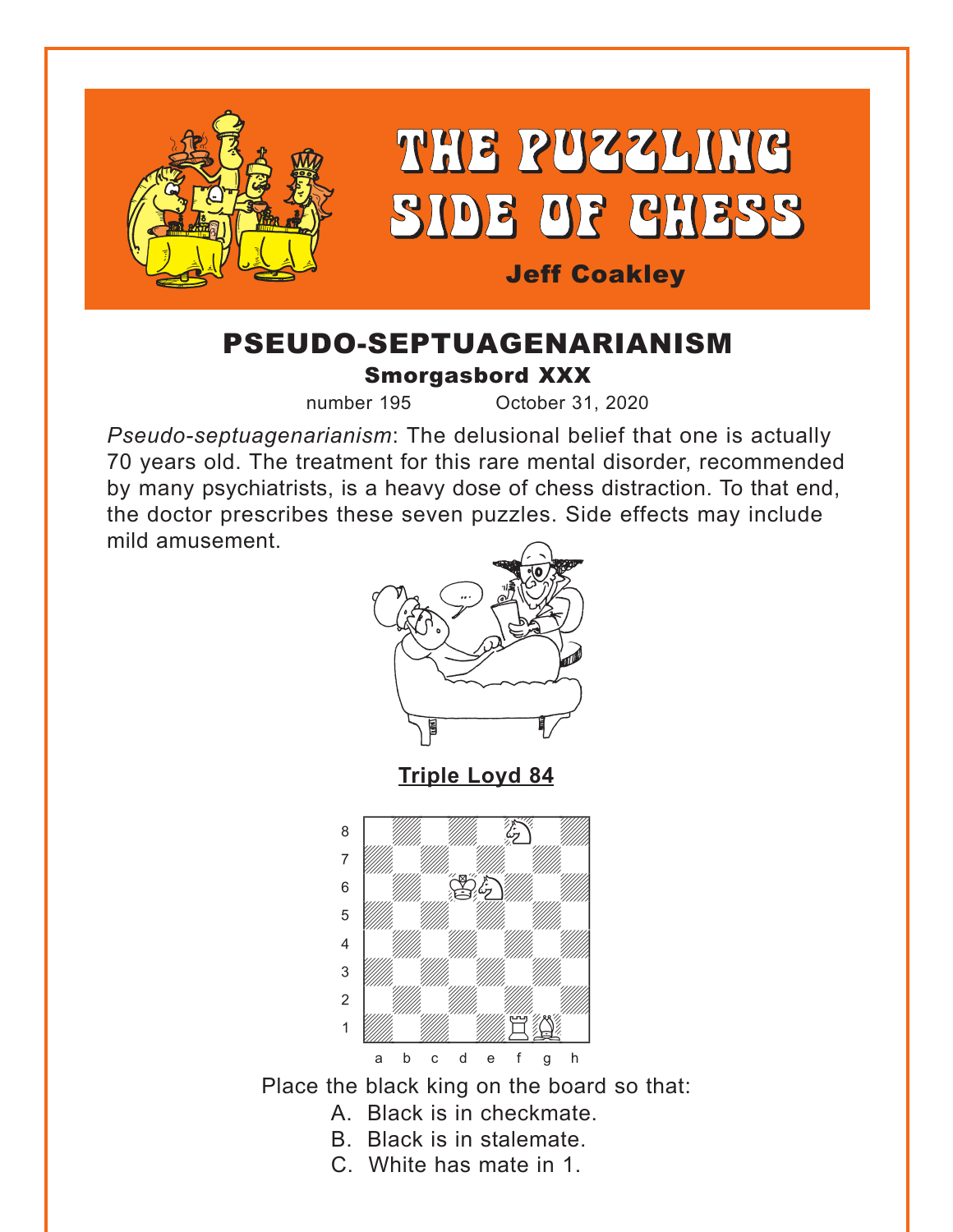# THE PUZZLING SIDE OF CHESS

**Jeff Coakley**

## PSEUDO-SEPTUAGENARIANISM

### Smorgasbord XXX

number 195 October 31, 2020

*Pseudo-septuagenarianism*: The delusional belief that one is actually 70 years old. The treatment for this rare mental disorder, recommended by many psychiatrists, is a heavy dose of chess distraction. To that end, the doctor prescribes these seven puzzles. Side effects may include mild amusement.

**Triple Loyd 84**

Place the black king on the board so that:

A. Black is in checkmate.
B. Black is in stalemate.
C. White has mate in 1.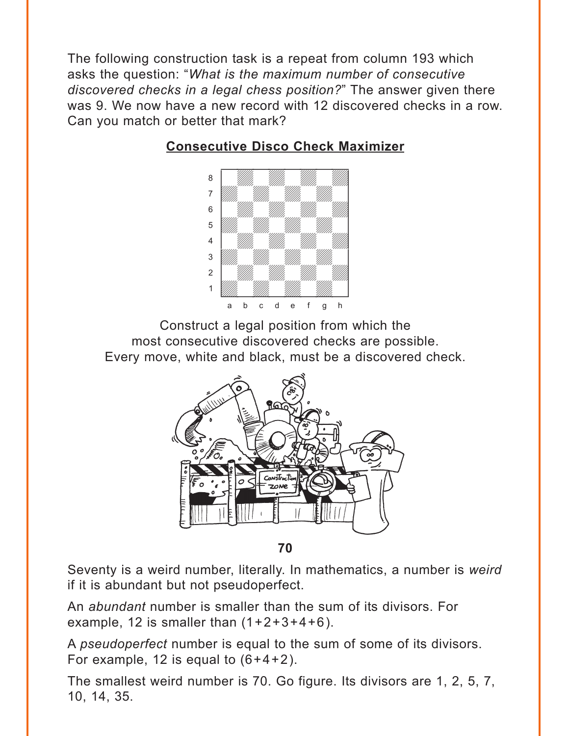The following construction task is a repeat from column 193 which asks the question: "*What is the maximum number of consecutive discovered checks in a legal chess position?*" The answer given there was 9. We now have a new record with 12 discovered checks in a row. Can you match or better that mark?

**Consecutive Disco Check Maximizer**

Construct a legal position from which the most consecutive discovered checks are possible. Every move, white and black, must be a discovered check.

**70**

Seventy is a weird number, literally. In mathematics, a number is *weird* if it is abundant but not pseudoperfect.

An *abundant* number is smaller than the sum of its divisors. For example, 12 is smaller than (1+2+3+4+6).

A *pseudoperfect* number is equal to the sum of some of its divisors. For example, 12 is equal to (6+4+2).

The smallest weird number is 70. Go figure. Its divisors are 1, 2, 5, 7, 10, 14, 35.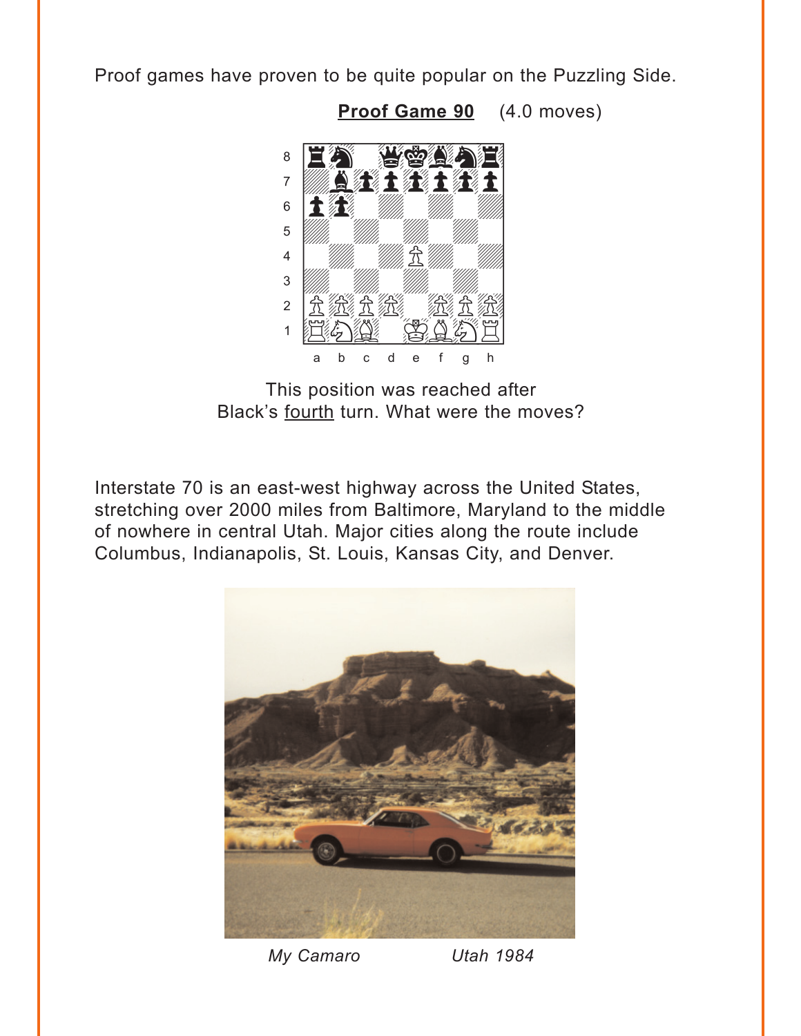Proof games have proven to be quite popular on the Puzzling Side.

**Proof Game 90** (4.0 moves)

This position was reached after Black's fourth turn. What were the moves?

Interstate 70 is an east-west highway across the United States, stretching over 2000 miles from Baltimore, Maryland to the middle of nowhere in central Utah. Major cities along the route include Columbus, Indianapolis, St. Louis, Kansas City, and Denver.

*My Camaro* *Utah 1984*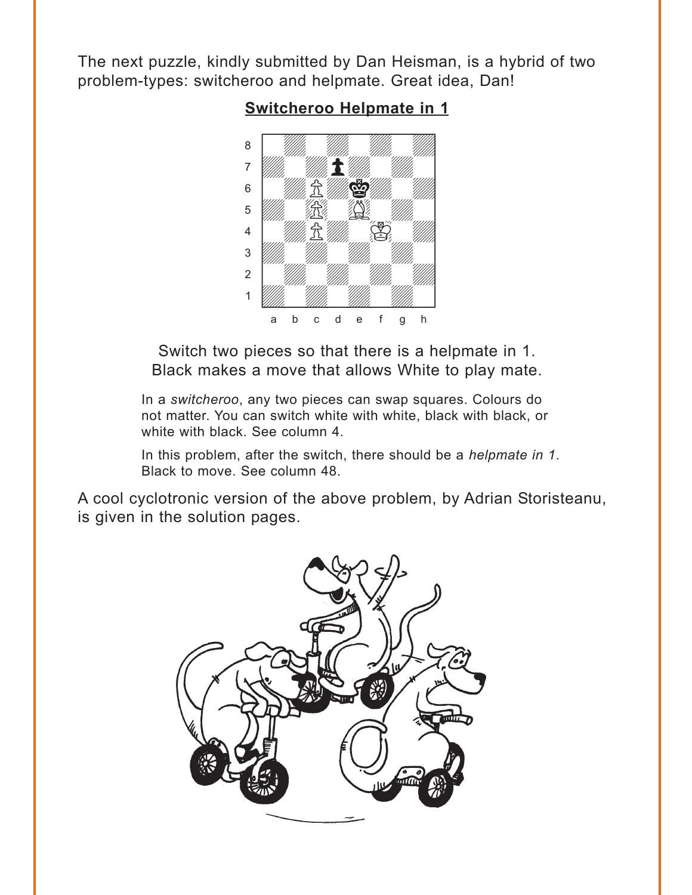The next puzzle, kindly submitted by Dan Heisman, is a hybrid of two problem-types: switcheroo and helpmate. Great idea, Dan!

## Switcheroo Helpmate in 1

Switch two pieces so that there is a helpmate in 1.
Black makes a move that allows White to play mate.

In a *switcheroo*, any two pieces can swap squares. Colours do not matter. You can switch white with white, black with black, or white with black. See column 4.

In this problem, after the switch, there should be a *helpmate in 1*. Black to move. See column 48.

A cool cyclotronic version of the above problem, by Adrian Storisteanu, is given in the solution pages.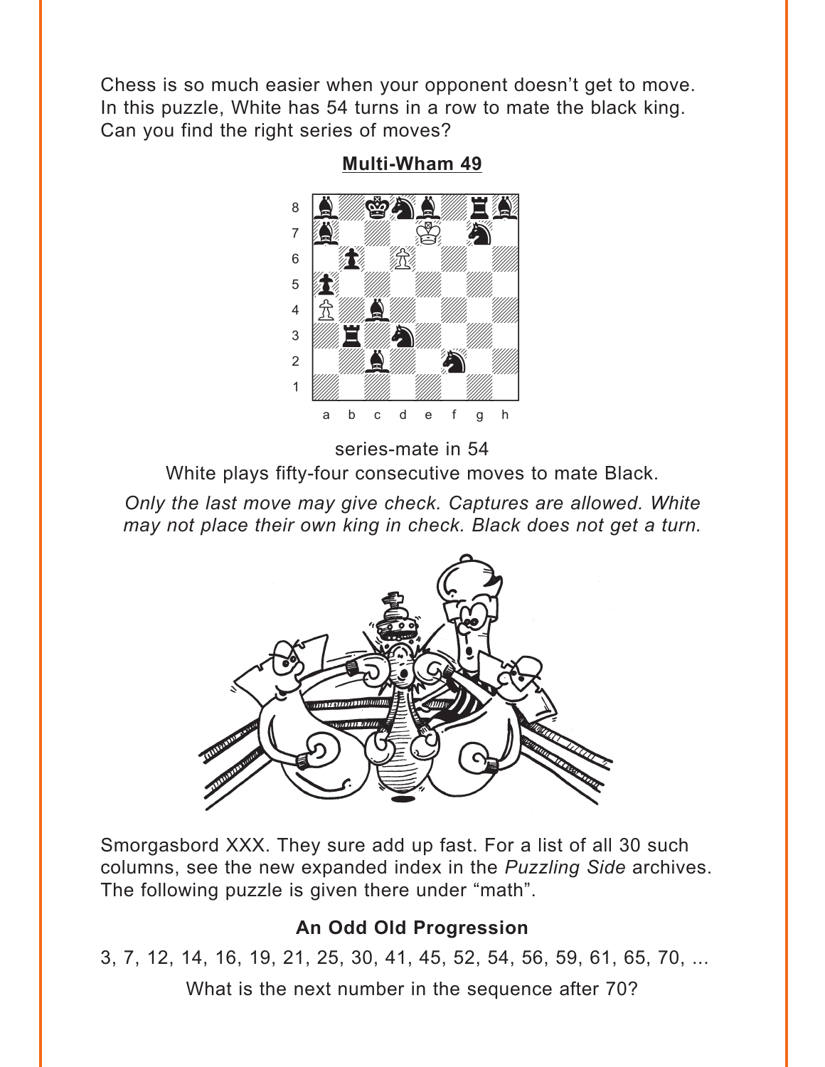Chess is so much easier when your opponent doesn't get to move. In this puzzle, White has 54 turns in a row to mate the black king. Can you find the right series of moves?

## Multi-Wham 49

series-mate in 54

White plays fifty-four consecutive moves to mate Black.

*Only the last move may give check. Captures are allowed. White may not place their own king in check. Black does not get a turn.*

Smorgasbord XXX. They sure add up fast. For a list of all 30 such columns, see the new expanded index in the *Puzzling Side* archives. The following puzzle is given there under "math".

### An Odd Old Progression

3, 7, 12, 14, 16, 19, 21, 25, 30, 41, 45, 52, 54, 56, 59, 61, 65, 70, ...

What is the next number in the sequence after 70?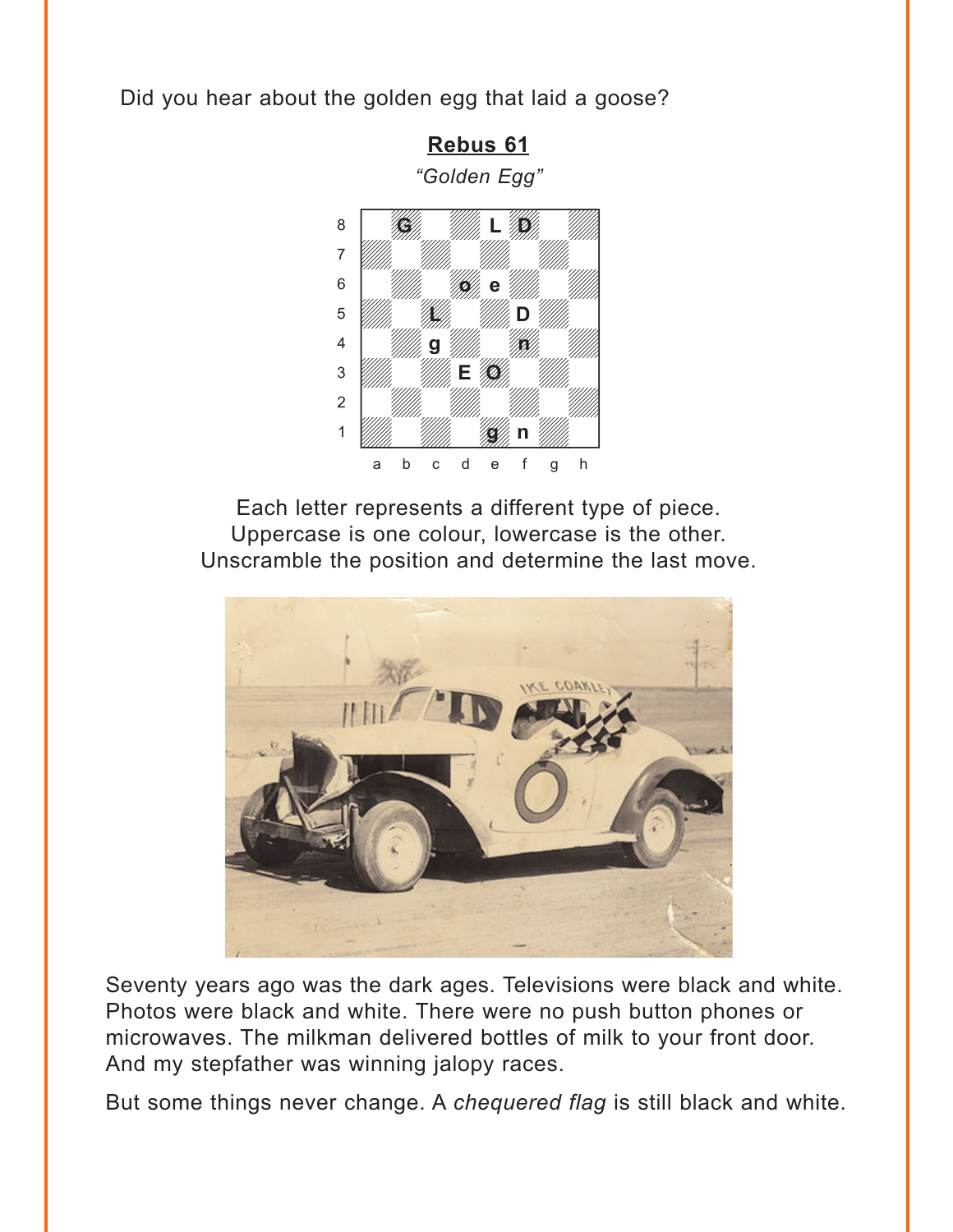Did you hear about the golden egg that laid a goose?

## Rebus 61

*"Golden Egg"*

| | a | b | c | d | e | f | g | h |
|---|---|---|---|---|---|---|---|---|
| 8 | | G | | | L | D | | |
| 7 | | | | | | | | |
| 6 | | | | o | e | | | |
| 5 | | | L | | | D | | |
| 4 | | | g | | | n | | |
| 3 | | | | E | O | | | |
| 2 | | | | | | | | |
| 1 | | | | | g | n | | |

Each letter represents a different type of piece.
Uppercase is one colour, lowercase is the other.
Unscramble the position and determine the last move.

Seventy years ago was the dark ages. Televisions were black and white. Photos were black and white. There were no push button phones or microwaves. The milkman delivered bottles of milk to your front door. And my stepfather was winning jalopy races.

But some things never change. A *chequered flag* is still black and white.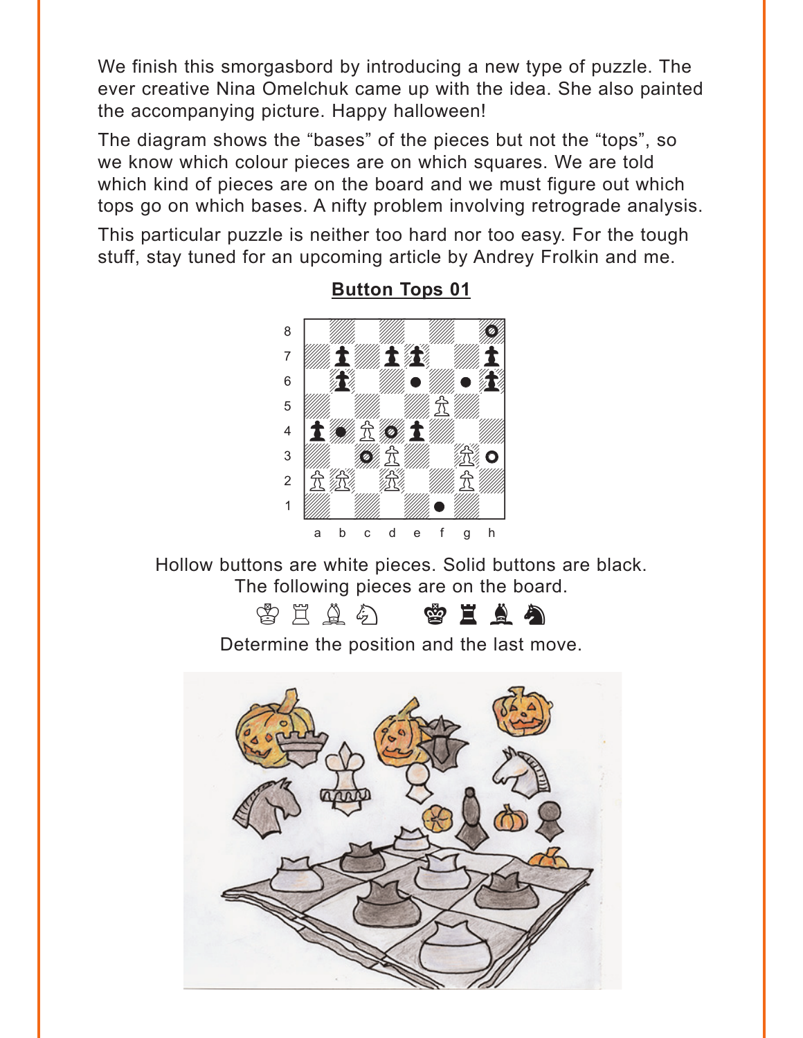We finish this smorgasbord by introducing a new type of puzzle. The ever creative Nina Omelchuk came up with the idea. She also painted the accompanying picture. Happy halloween!

The diagram shows the "bases" of the pieces but not the "tops", so we know which colour pieces are on which squares. We are told which kind of pieces are on the board and we must figure out which tops go on which bases. A nifty problem involving retrograde analysis.

This particular puzzle is neither too hard nor too easy. For the tough stuff, stay tuned for an upcoming article by Andrey Frolkin and me.

## Button Tops 01

Hollow buttons are white pieces. Solid buttons are black.
The following pieces are on the board.

♔ ♖ ♗ ♘ ♚ ♜ ♝ ♞

Determine the position and the last move.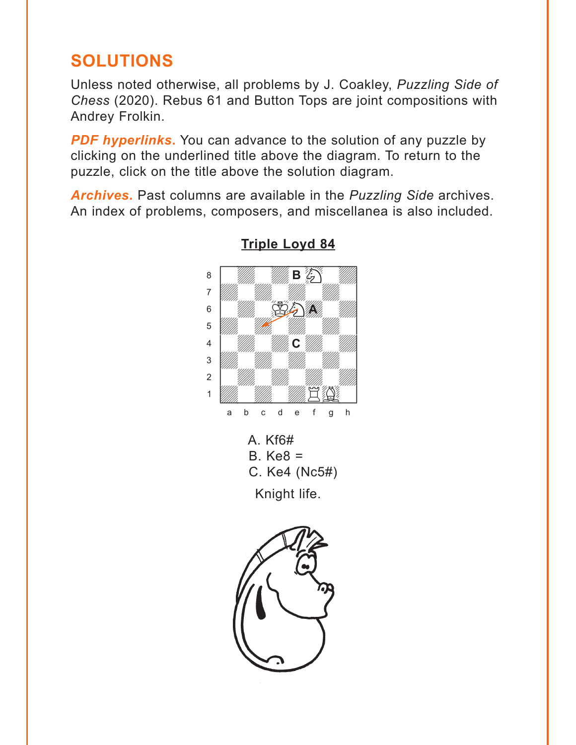## SOLUTIONS

Unless noted otherwise, all problems by J. Coakley, *Puzzling Side of Chess* (2020). Rebus 61 and Button Tops are joint compositions with Andrey Frolkin.

***PDF hyperlinks.*** You can advance to the solution of any puzzle by clicking on the underlined title above the diagram. To return to the puzzle, click on the title above the solution diagram.

***Archives.*** Past columns are available in the *Puzzling Side* archives. An index of problems, composers, and miscellanea is also included.

### Triple Loyd 84

A. Kf6#
B. Ke8 =
C. Ke4 (Nc5#)

Knight life.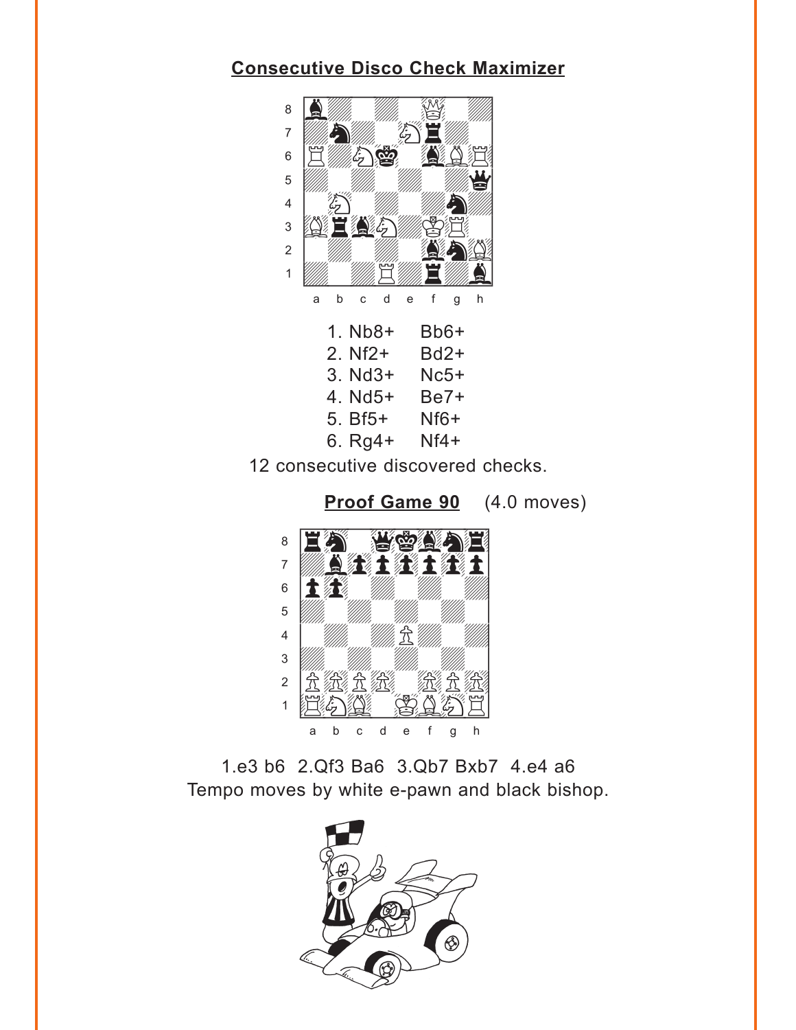**Consecutive Disco Check Maximizer**

| | | |
|---|---|---|
| 1. | Nb8+ | Bb6+ |
| 2. | Nf2+ | Bd2+ |
| 3. | Nd3+ | Nc5+ |
| 4. | Nd5+ | Be7+ |
| 5. | Bf5+ | Nf6+ |
| 6. | Rg4+ | Nf4+ |

12 consecutive discovered checks.

**Proof Game 90** (4.0 moves)

1.e3 b6 2.Qf3 Ba6 3.Qb7 Bxb7 4.e4 a6

Tempo moves by white e-pawn and black bishop.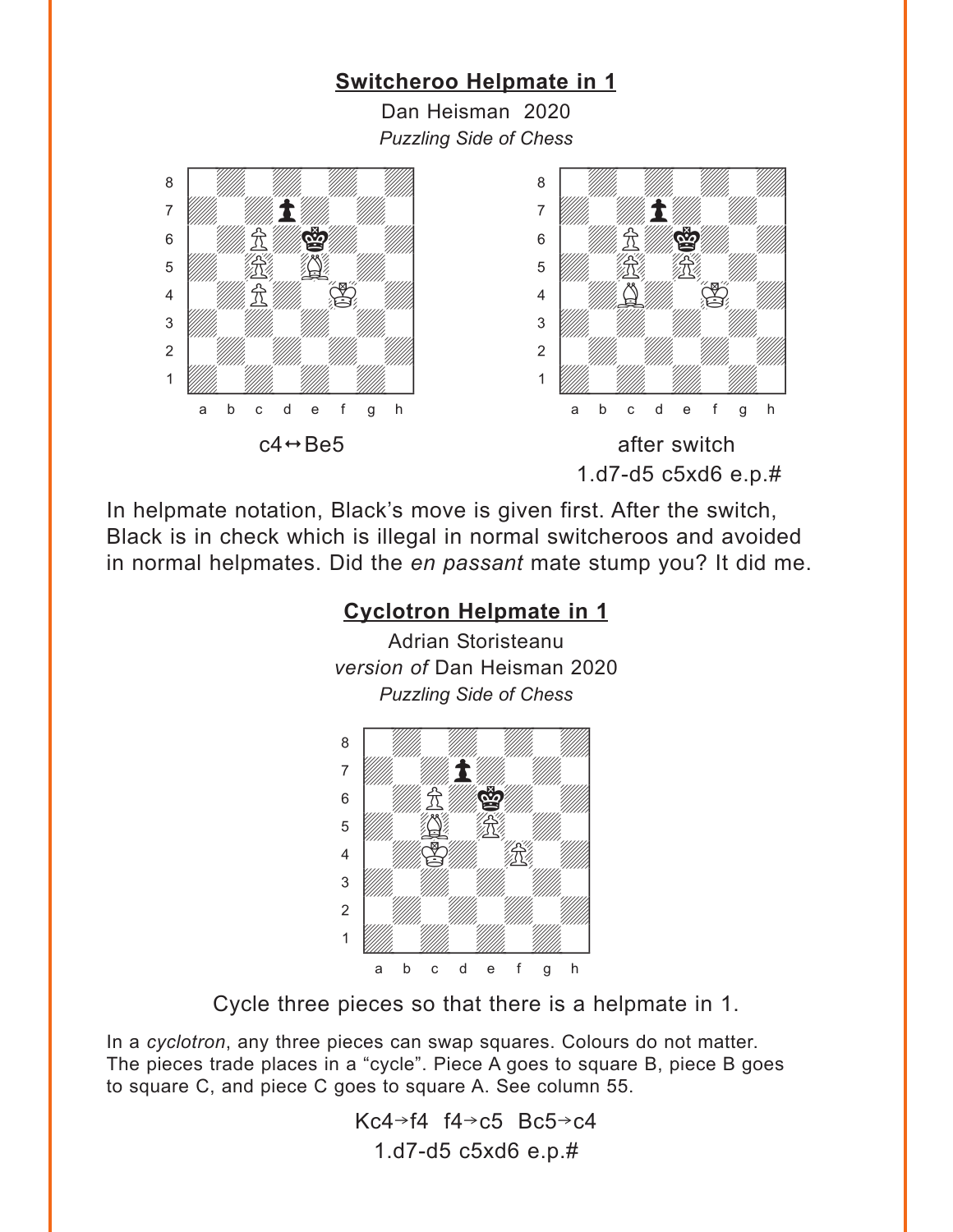## Switcheroo Helpmate in 1

Dan Heisman 2020

*Puzzling Side of Chess*

c4↔Be5

after switch

1.d7-d5 c5xd6 e.p.#

In helpmate notation, Black's move is given first. After the switch, Black is in check which is illegal in normal switcheroos and avoided in normal helpmates. Did the *en passant* mate stump you? It did me.

## Cyclotron Helpmate in 1

Adrian Storisteanu

*version of* Dan Heisman 2020

*Puzzling Side of Chess*

Cycle three pieces so that there is a helpmate in 1.

In a *cyclotron*, any three pieces can swap squares. Colours do not matter. The pieces trade places in a "cycle". Piece A goes to square B, piece B goes to square C, and piece C goes to square A. See column 55.

Kc4→f4 f4→c5 Bc5→c4

1.d7-d5 c5xd6 e.p.#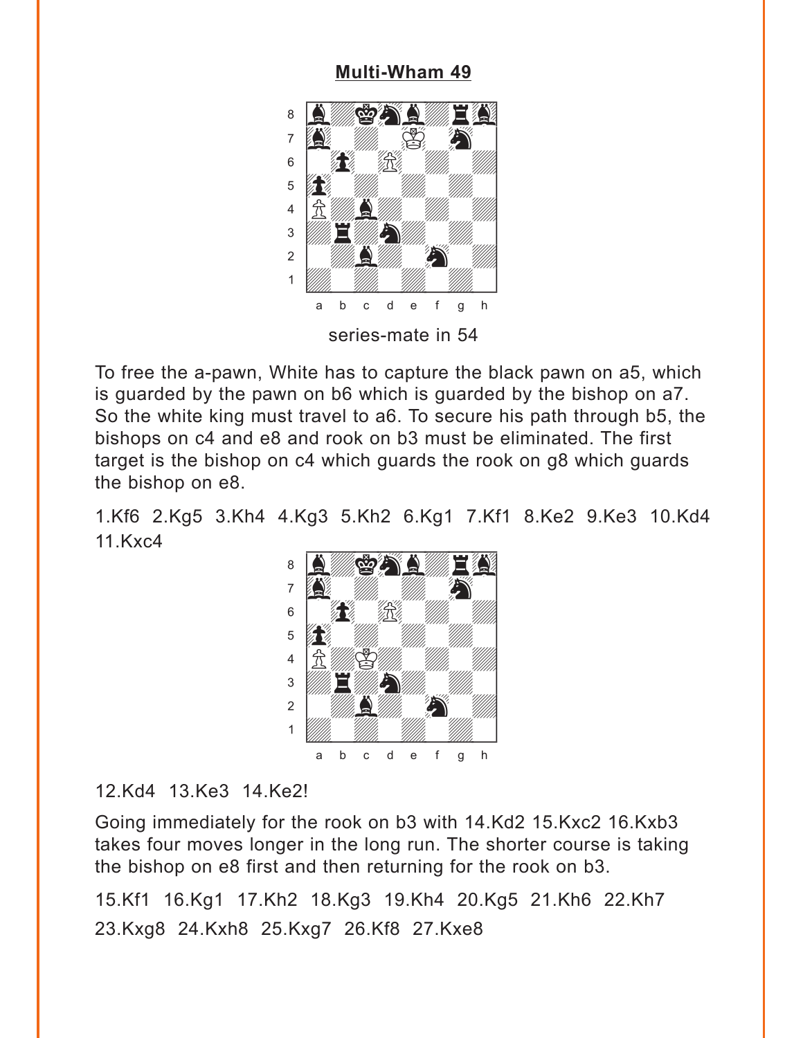## Multi-Wham 49

series-mate in 54

To free the a-pawn, White has to capture the black pawn on a5, which is guarded by the pawn on b6 which is guarded by the bishop on a7. So the white king must travel to a6. To secure his path through b5, the bishops on c4 and e8 and rook on b3 must be eliminated. The first target is the bishop on c4 which guards the rook on g8 which guards the bishop on e8.

1.Kf6 2.Kg5 3.Kh4 4.Kg3 5.Kh2 6.Kg1 7.Kf1 8.Ke2 9.Ke3 10.Kd4 11.Kxc4

12.Kd4 13.Ke3 14.Ke2!

Going immediately for the rook on b3 with 14.Kd2 15.Kxc2 16.Kxb3 takes four moves longer in the long run. The shorter course is taking the bishop on e8 first and then returning for the rook on b3.

15.Kf1 16.Kg1 17.Kh2 18.Kg3 19.Kh4 20.Kg5 21.Kh6 22.Kh7 23.Kxg8 24.Kxh8 25.Kxg7 26.Kf8 27.Kxe8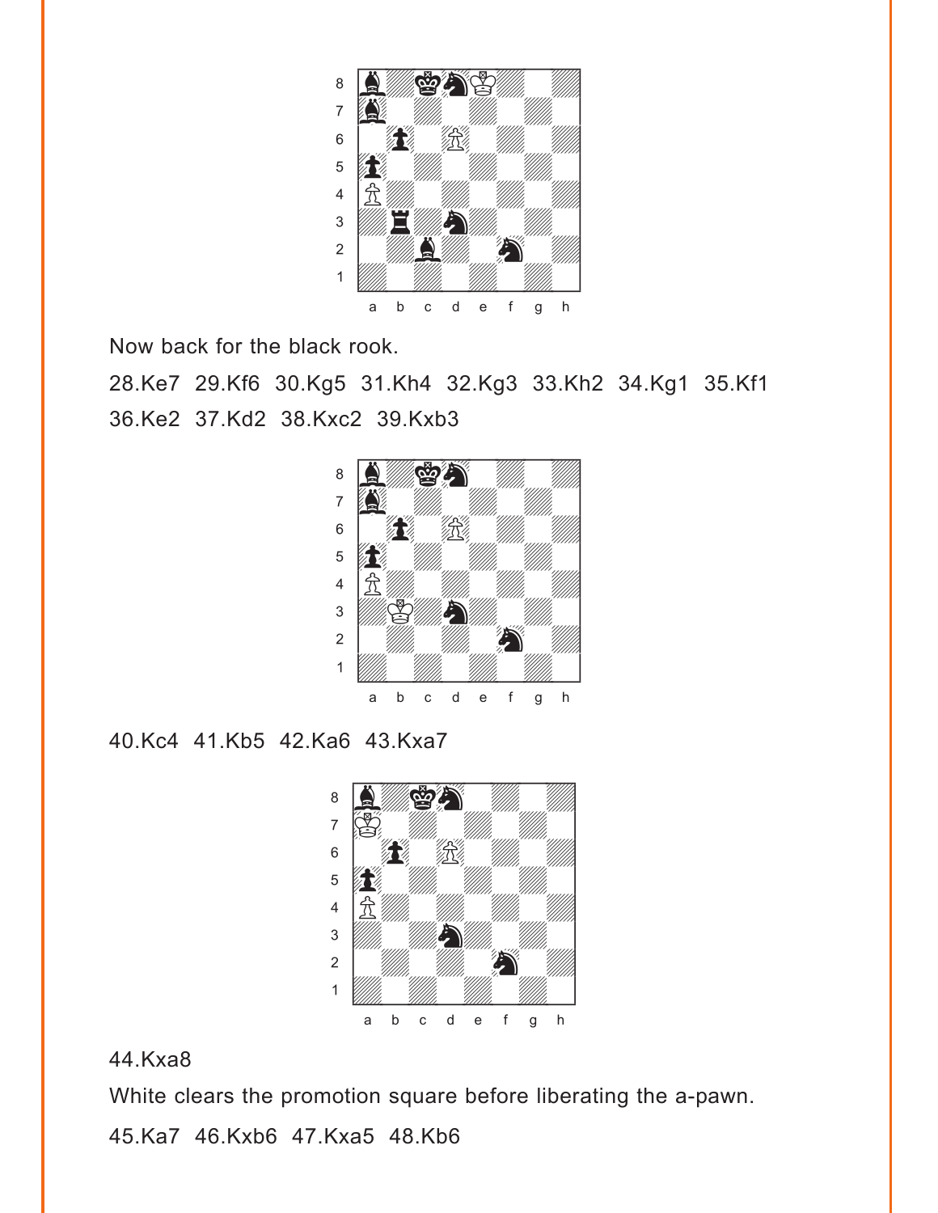Now back for the black rook.

28.Ke7 29.Kf6 30.Kg5 31.Kh4 32.Kg3 33.Kh2 34.Kg1 35.Kf1 36.Ke2 37.Kd2 38.Kxc2 39.Kxb3

40.Kc4 41.Kb5 42.Ka6 43.Kxa7

44.Kxa8

White clears the promotion square before liberating the a-pawn.

45.Ka7 46.Kxb6 47.Kxa5 48.Kb6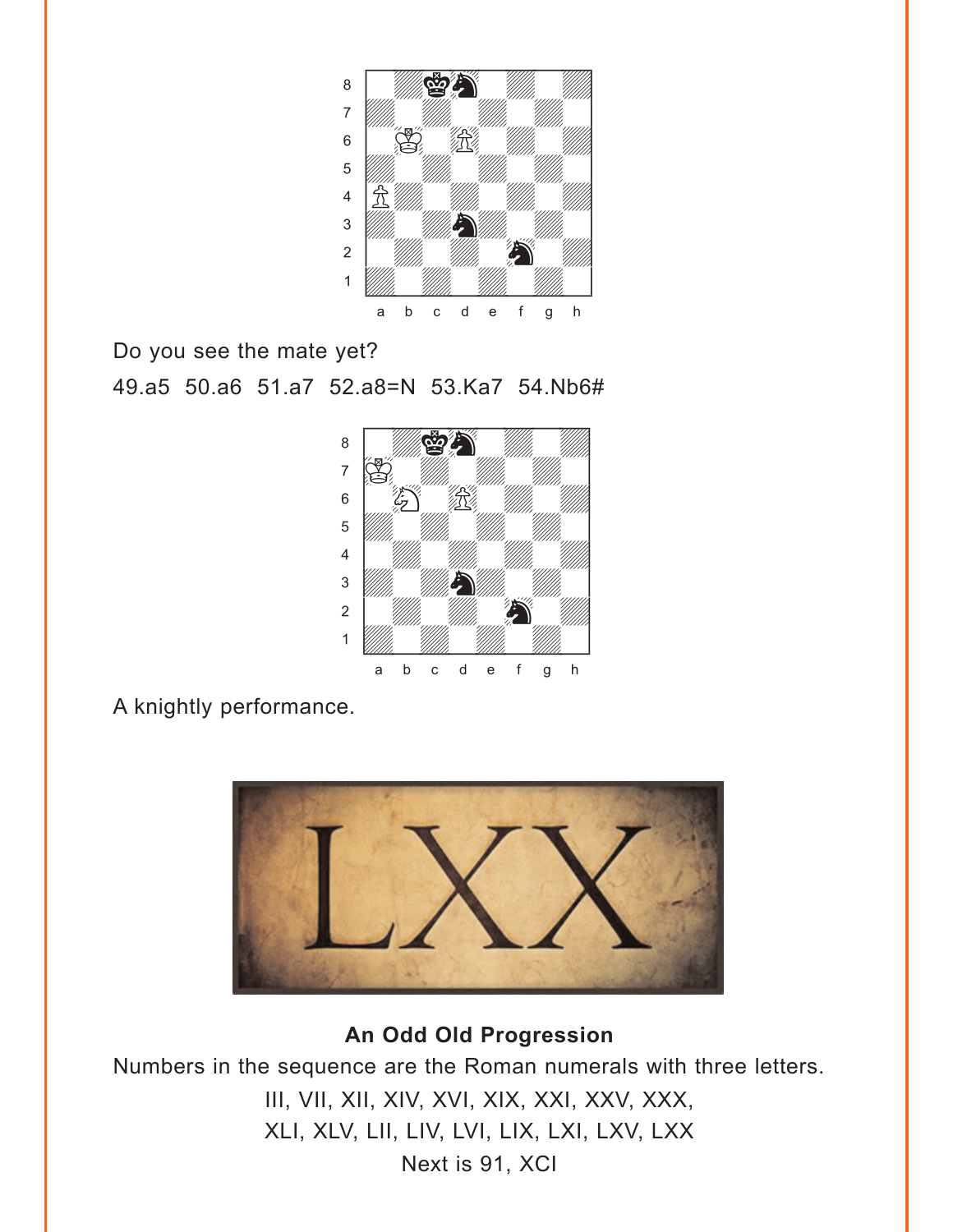Do you see the mate yet?

49.a5 50.a6 51.a7 52.a8=N 53.Ka7 54.Nb6#

A knightly performance.

**An Odd Old Progression**

Numbers in the sequence are the Roman numerals with three letters.

III, VII, XII, XIV, XVI, XIX, XXI, XXV, XXX,
XLI, XLV, LII, LIV, LVI, LIX, LXI, LXV, LXX
Next is 91, XCI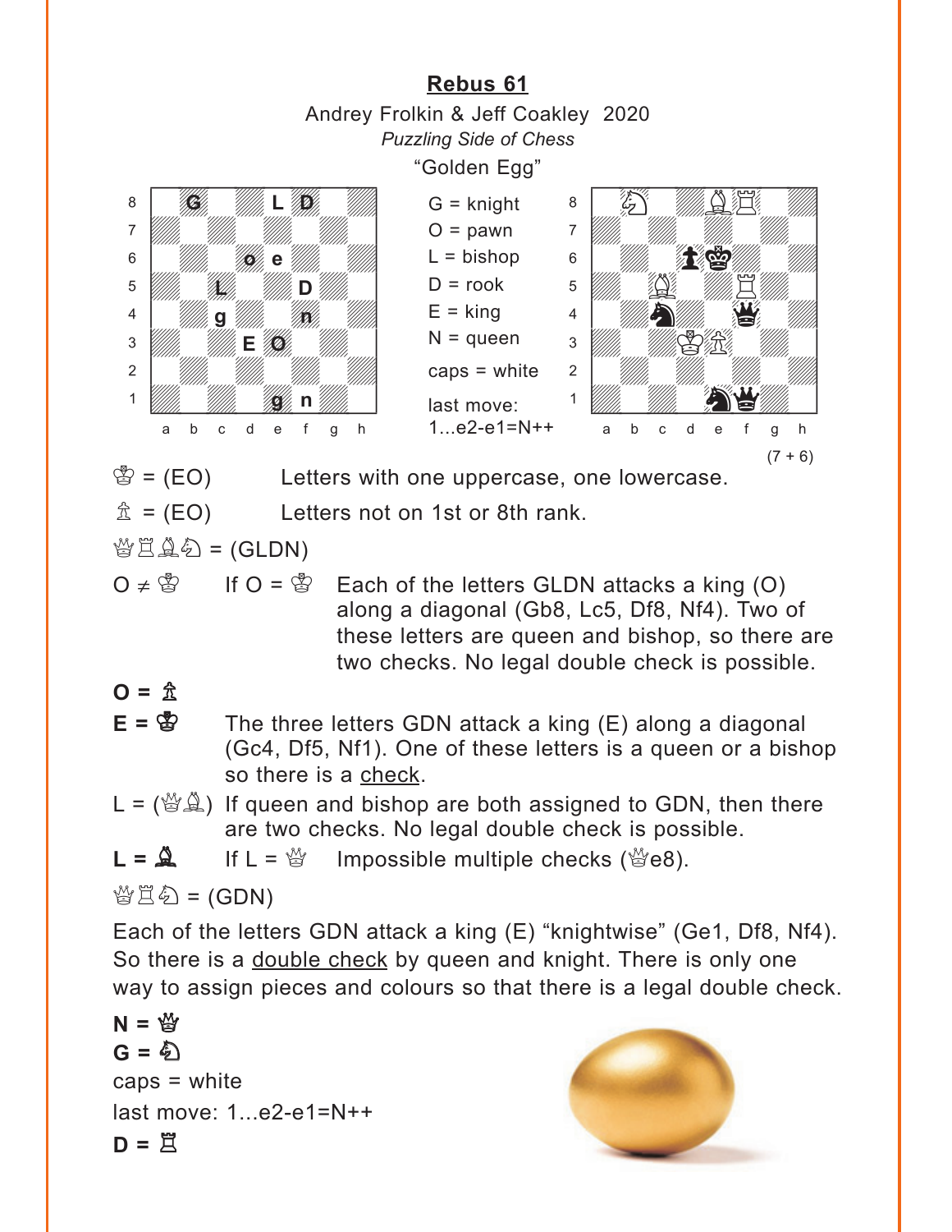## Rebus 61

Andrey Frolkin & Jeff Coakley 2020

*Puzzling Side of Chess*

"Golden Egg"

| | a | b | c | d | e | f | g | h |
|---|---|---|---|---|---|---|---|---|
| 8 | | G | | | L | D | | |
| 7 | | | | | | | | |
| 6 | | | | o | e | | | |
| 5 | | | L | | | D | | |
| 4 | | | g | | | n | | |
| 3 | | | | E | O | | | |
| 2 | | | | | | | | |
| 1 | | | | | g | n | | |

G = knight
O = pawn
L = bishop
D = rook
E = king
N = queen

caps = white

last move:
1...e2-e1=N++

| | a | b | c | d | e | f | g | h |
|---|---|---|---|---|---|---|---|---|
| 8 | | ♘ | | | ♗ | ♖ | | |
| 7 | | | | | | | | |
| 6 | | | | ♟ | ♚ | | | |
| 5 | | | ♗ | | | ♖ | | |
| 4 | | | ♞ | | | ♛ | | |
| 3 | | | | ♔ | ♙ | | | |
| 2 | | | | | | | | |
| 1 | | | | | ♞ | ♛ | | |

(7 + 6)

♔ = (EO) Letters with one uppercase, one lowercase.

♙ = (EO) Letters not on 1st or 8th rank.

♕♖♗♘ = (GLDN)

O ≠ ♔ If O = ♔ Each of the letters GLDN attacks a king (O) along a diagonal (Gb8, Lc5, Df8, Nf4). Two of these letters are queen and bishop, so there are two checks. No legal double check is possible.

**O = ♙**

**E = ♔** The three letters GDN attack a king (E) along a diagonal (Gc4, Df5, Nf1). One of these letters is a queen or a bishop so there is a check.

L = (♕♗) If queen and bishop are both assigned to GDN, then there are two checks. No legal double check is possible.

**L = ♗** If L = ♕ Impossible multiple checks (♕e8).

♕♖♘ = (GDN)

Each of the letters GDN attack a king (E) "knightwise" (Ge1, Df8, Nf4). So there is a double check by queen and knight. There is only one way to assign pieces and colours so that there is a legal double check.

**N = ♕**

**G = ♘**

caps = white

last move: 1...e2-e1=N++

**D = ♖**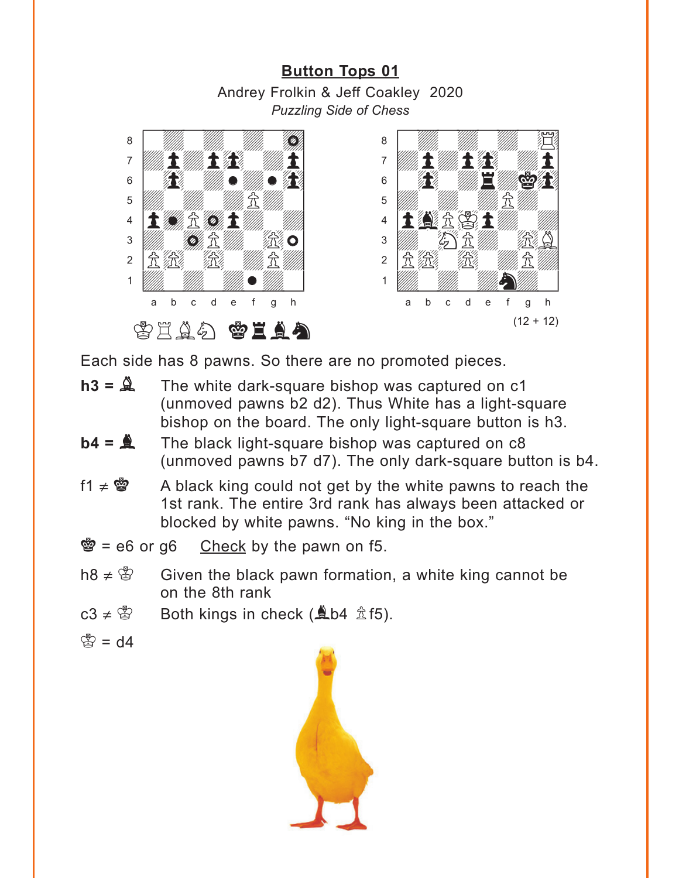## Button Tops 01

Andrey Frolkin & Jeff Coakley 2020

*Puzzling Side of Chess*

(12 + 12)

♔♖♗♘ ♚♜♝♞

Each side has 8 pawns. So there are no promoted pieces.

**h3 = ♗** The white dark-square bishop was captured on c1 (unmoved pawns b2 d2). Thus White has a light-square bishop on the board. The only light-square button is h3.

**b4 = ♝** The black light-square bishop was captured on c8 (unmoved pawns b7 d7). The only dark-square button is b4.

f1 ≠ ♚ A black king could not get by the white pawns to reach the 1st rank. The entire 3rd rank has always been attacked or blocked by white pawns. "No king in the box."

♚ = e6 or g6 Check by the pawn on f5.

h8 ≠ ♔ Given the black pawn formation, a white king cannot be on the 8th rank

c3 ≠ ♔ Both kings in check (♝b4 ♙f5).

♔ = d4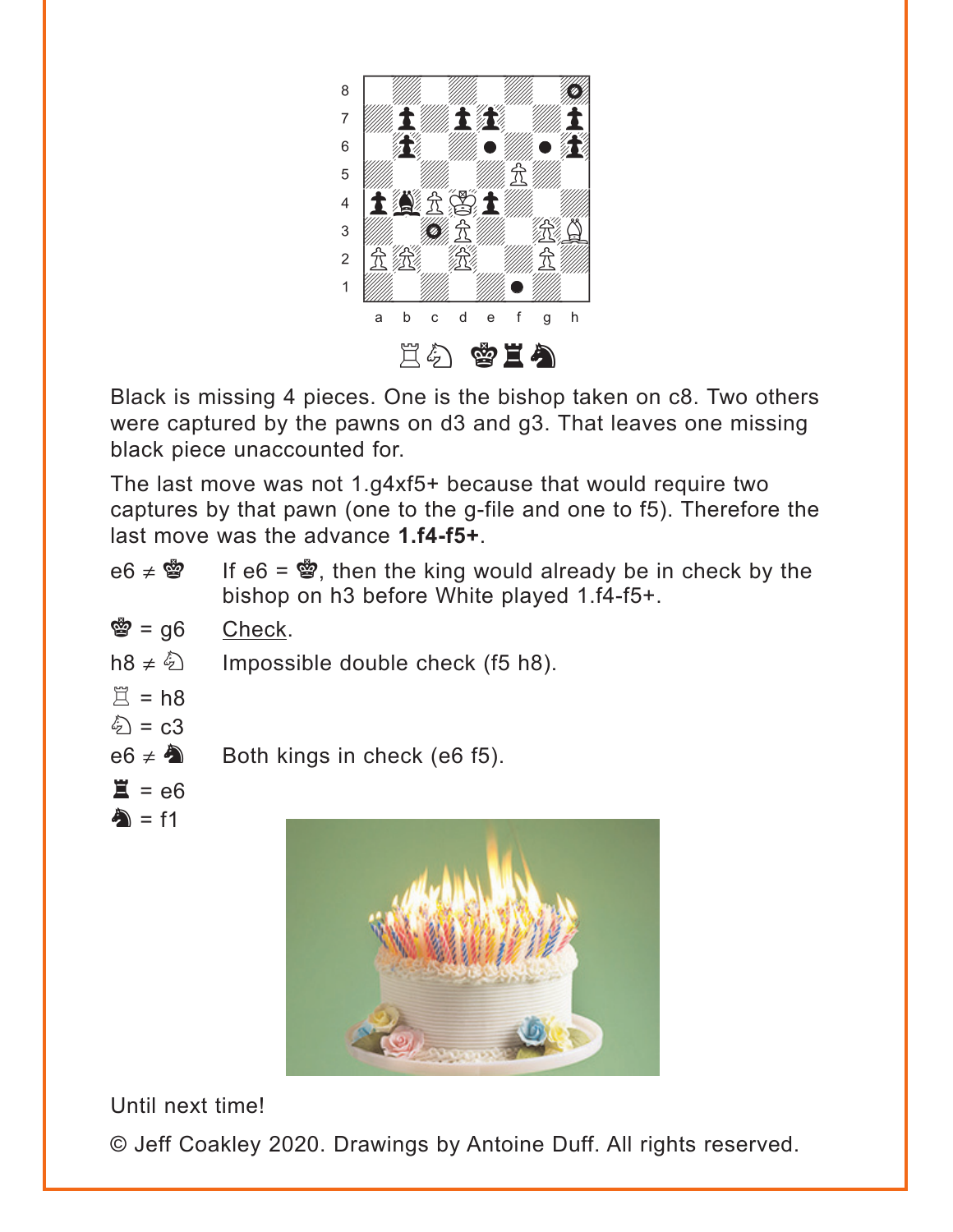♖♘ ♚♜♞

Black is missing 4 pieces. One is the bishop taken on c8. Two others were captured by the pawns on d3 and g3. That leaves one missing black piece unaccounted for.

The last move was not 1.g4xf5+ because that would require two captures by that pawn (one to the g-file and one to f5). Therefore the last move was the advance **1.f4-f5+**.

| | |
|---|---|
| e6 ≠ ♚ | If e6 = ♚, then the king would already be in check by the bishop on h3 before White played 1.f4-f5+. |
| ♚ = g6 | Check. |
| h8 ≠ ♘ | Impossible double check (f5 h8). |
| ♖ = h8 | |
| ♘ = c3 | |
| e6 ≠ ♞ | Both kings in check (e6 f5). |
| ♜ = e6 | |
| ♞ = f1 | |

Until next time!

© Jeff Coakley 2020. Drawings by Antoine Duff. All rights reserved.